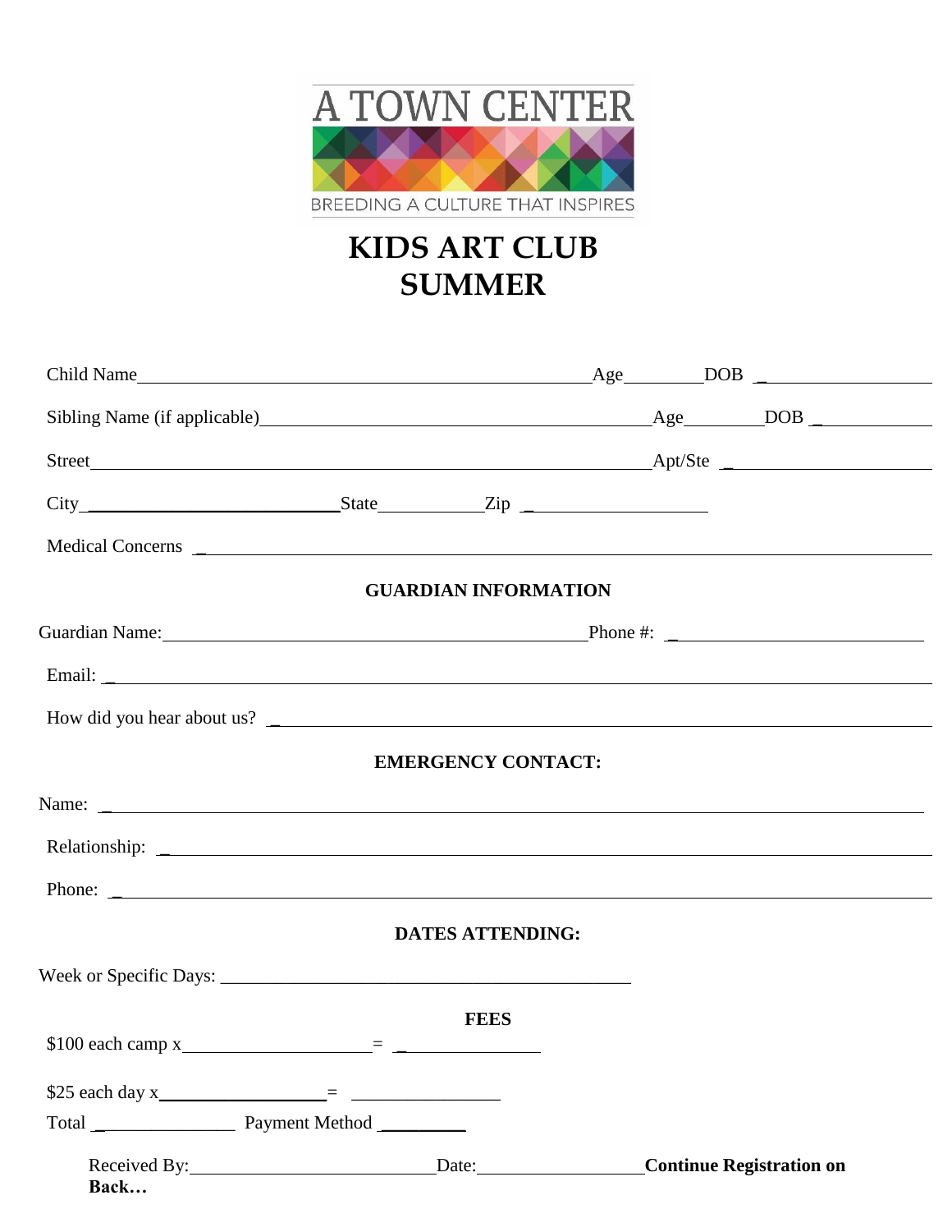A TOWN CENTER

BREEDING A CULTURE THAT INSPIRES

# KIDS ART CLUB
# SUMMER

Child Name______________________________________________Age________DOB ___________________

Sibling Name (if applicable)_________________________________________Age________DOB _____________

Street____________________________________________________________Apt/Ste ______________________

City_____________________________State___________Zip ____________________

Medical Concerns ____________________________________________________________________________

### GUARDIAN INFORMATION

Guardian Name:_____________________________________________Phone #: ___________________________

Email: _____________________________________________________________________________________

How did you hear about us? __________________________________________________________________

### EMERGENCY CONTACT:

Name: _____________________________________________________________________________________

Relationship: _______________________________________________________________________________

Phone: _____________________________________________________________________________________

### DATES ATTENDING:

Week or Specific Days: _____________________________________________

### FEES

$100 each camp x____________________= ________________

$25 each day x__________________= ________________

Total ________________ Payment Method __________

Received By:__________________________Date:__________________**Continue Registration on Back…**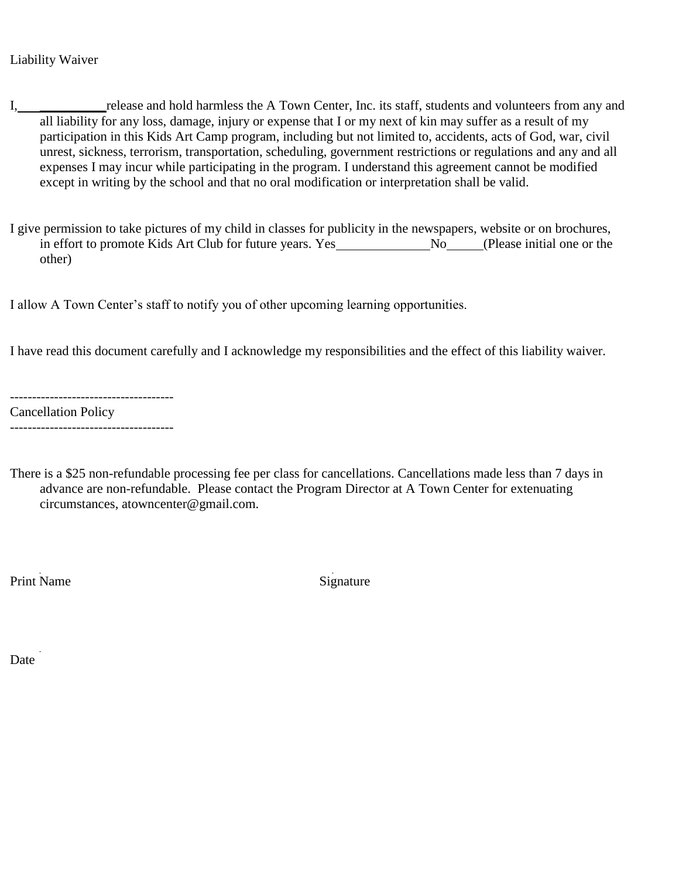Liability Waiver

I, \_\_\_\_\_\_\_\_\_\_ release and hold harmless the A Town Center, Inc. its staff, students and volunteers from any and all liability for any loss, damage, injury or expense that I or my next of kin may suffer as a result of my participation in this Kids Art Camp program, including but not limited to, accidents, acts of God, war, civil unrest, sickness, terrorism, transportation, scheduling, government restrictions or regulations and any and all expenses I may incur while participating in the program. I understand this agreement cannot be modified except in writing by the school and that no oral modification or interpretation shall be valid.

I give permission to take pictures of my child in classes for publicity in the newspapers, website or on brochures, in effort to promote Kids Art Club for future years. Yes\_\_\_\_\_\_\_\_\_\_\_\_\_\_ No\_\_\_\_\_ (Please initial one or the other)

I allow A Town Center's staff to notify you of other upcoming learning opportunities.

I have read this document carefully and I acknowledge my responsibilities and the effect of this liability waiver.

-------------------------------------
Cancellation Policy
-------------------------------------

There is a $25 non-refundable processing fee per class for cancellations. Cancellations made less than 7 days in advance are non-refundable. Please contact the Program Director at A Town Center for extenuating circumstances, atowncenter@gmail.com.

Print Name

Signature

Date